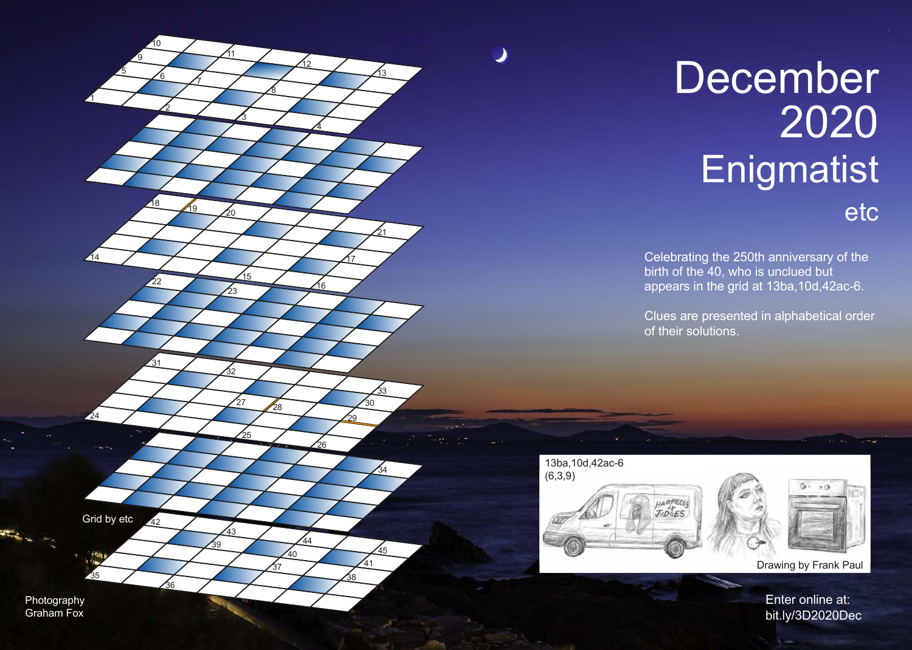# December 2020 Enigmatist

## etc

Celebrating the 250th anniversary of the birth of the 40, who is unclued but appears in the grid at 13ba,10d,42ac-6.

Clues are presented in alphabetical order of their solutions.

13ba,10d,42ac-6
(6,3,9)

Drawing by Frank Paul

Grid by etc

Photography
Graham Fox

Enter online at:
bit.ly/3D2020Dec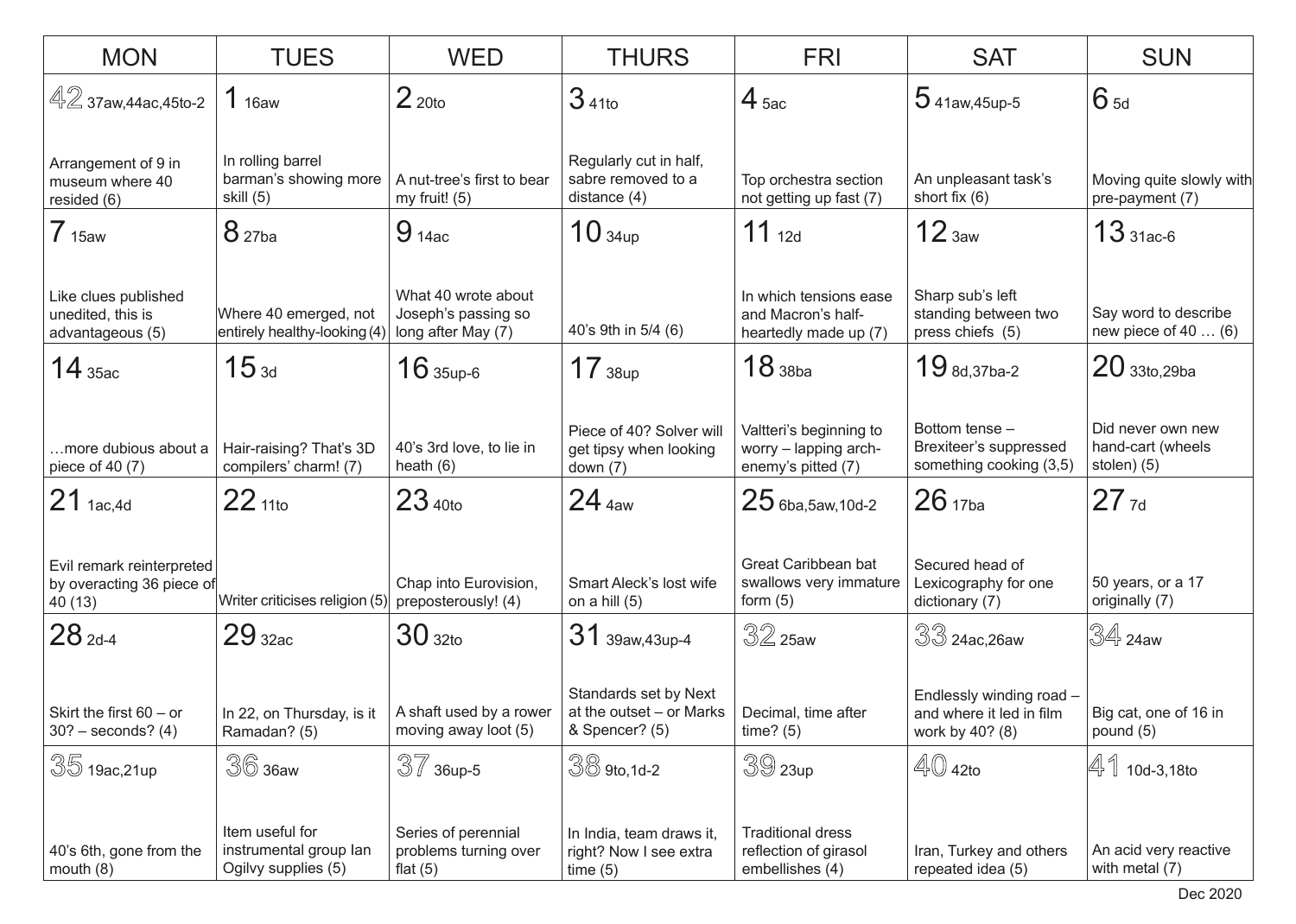| MON | TUES | WED | THURS | FRI | SAT | SUN |
|---|---|---|---|---|---|---|
| 42 37aw,44ac,45to-2<br><br>Arrangement of 9 in museum where 40 resided (6) | 1 16aw<br><br>In rolling barrel barman's showing more skill (5) | 2 20to<br><br>A nut-tree's first to bear my fruit! (5) | 3 41to<br><br>Regularly cut in half, sabre removed to a distance (4) | 4 5ac<br><br>Top orchestra section not getting up fast (7) | 5 41aw,45up-5<br><br>An unpleasant task's short fix (6) | 6 5d<br><br>Moving quite slowly with pre-payment (7) |
| 7 15aw<br><br>Like clues published unedited, this is advantageous (5) | 8 27ba<br><br>Where 40 emerged, not entirely healthy-looking (4) | 9 14ac<br><br>What 40 wrote about Joseph's passing so long after May (7) | 10 34up<br><br>40's 9th in 5/4 (6) | 11 12d<br><br>In which tensions ease and Macron's half-heartedly made up (7) | 12 3aw<br><br>Sharp sub's left standing between two press chiefs (5) | 13 31ac-6<br><br>Say word to describe new piece of 40 … (6) |
| 14 35ac<br><br>…more dubious about a piece of 40 (7) | 15 3d<br><br>Hair-raising? That's 3D compilers' charm! (7) | 16 35up-6<br><br>40's 3rd love, to lie in heath (6) | 17 38up<br><br>Piece of 40? Solver will get tipsy when looking down (7) | 18 38ba<br><br>Valtteri's beginning to worry – lapping arch-enemy's pitted (7) | 19 8d,37ba-2<br><br>Bottom tense – Brexiteer's suppressed something cooking (3,5) | 20 33to,29ba<br><br>Did never own new hand-cart (wheels stolen) (5) |
| 21 1ac,4d<br><br>Evil remark reinterpreted by overacting 36 piece of 40 (13) | 22 11to<br><br>Writer criticises religion (5) | 23 40to<br><br>Chap into Eurovision, preposterously! (4) | 24 4aw<br><br>Smart Aleck's lost wife on a hill (5) | 25 6ba,5aw,10d-2<br><br>Great Caribbean bat swallows very immature form (5) | 26 17ba<br><br>Secured head of Lexicography for one dictionary (7) | 27 7d<br><br>50 years, or a 17 originally (7) |
| 28 2d-4<br><br>Skirt the first 60 – or 30? – seconds? (4) | 29 32ac<br><br>In 22, on Thursday, is it Ramadan? (5) | 30 32to<br><br>A shaft used by a rower moving away loot (5) | 31 39aw,43up-4<br><br>Standards set by Next at the outset – or Marks & Spencer? (5) | 32 25aw<br><br>Decimal, time after time? (5) | 33 24ac,26aw<br><br>Endlessly winding road – and where it led in film work by 40? (8) | 34 24aw<br><br>Big cat, one of 16 in pound (5) |
| 35 19ac,21up<br><br>40's 6th, gone from the mouth (8) | 36 36aw<br><br>Item useful for instrumental group Ian Ogilvy supplies (5) | 37 36up-5<br><br>Series of perennial problems turning over flat (5) | 38 9to,1d-2<br><br>In India, team draws it, right? Now I see extra time (5) | 39 23up<br><br>Traditional dress reflection of girasol embellishes (4) | 40 42to<br><br>Iran, Turkey and others repeated idea (5) | 41 10d-3,18to<br><br>An acid very reactive with metal (7) |

Dec 2020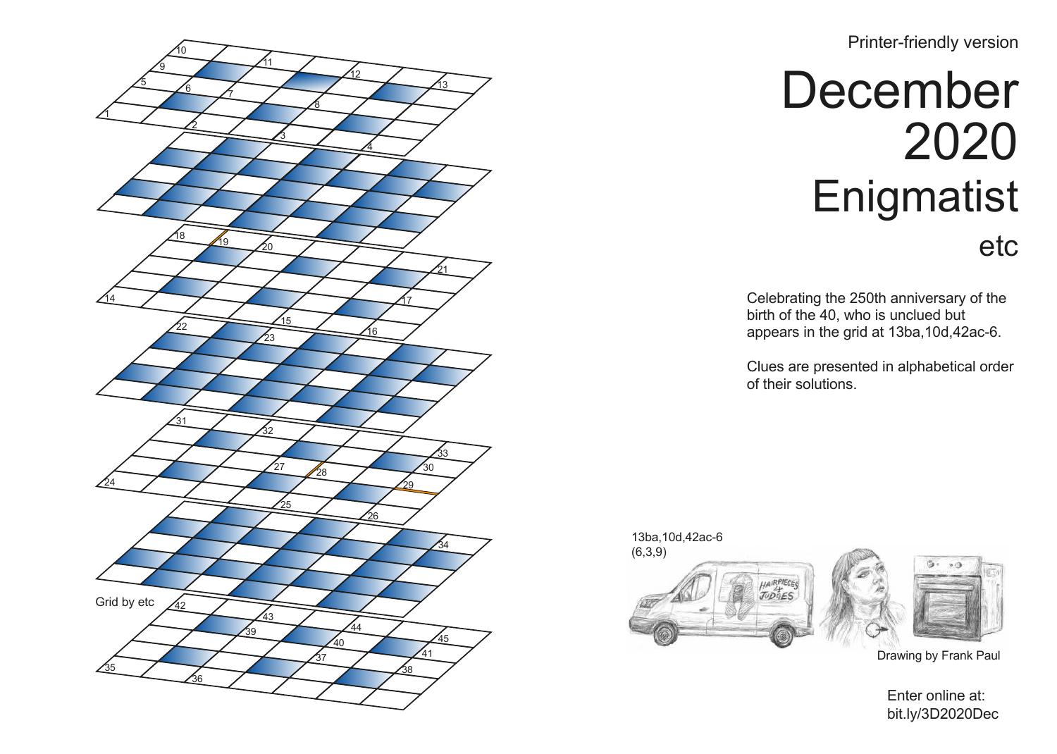Printer-friendly version

# December 2020 Enigmatist

## etc

Celebrating the 250th anniversary of the birth of the 40, who is unclued but appears in the grid at 13ba,10d,42ac-6.

Clues are presented in alphabetical order of their solutions.

Grid by etc

13ba,10d,42ac-6
(6,3,9)

Drawing by Frank Paul

Enter online at:
bit.ly/3D2020Dec